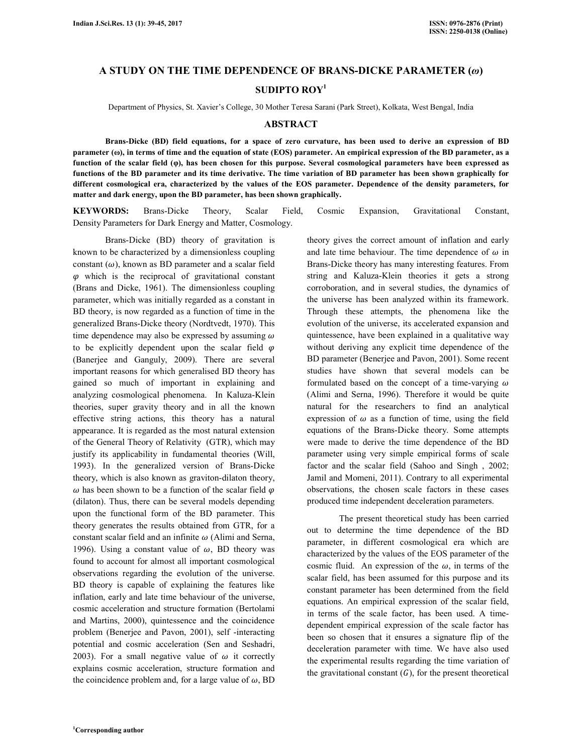# A STUDY ON THE TIME DEPENDENCE OF BRANS-DICKE PARAMETER ($\omega$)

**SUDIPTO ROY[1]**

Department of Physics, St. Xavier's College, 30 Mother Teresa Sarani (Park Street), Kolkata, West Bengal, India

## ABSTRACT

**Brans-Dicke (BD) field equations, for a space of zero curvature, has been used to derive an expression of BD parameter (ω), in terms of time and the equation of state (EOS) parameter. An empirical expression of the BD parameter, as a function of the scalar field (φ), has been chosen for this purpose. Several cosmological parameters have been expressed as functions of the BD parameter and its time derivative. The time variation of BD parameter has been shown graphically for different cosmological era, characterized by the values of the EOS parameter. Dependence of the density parameters, for matter and dark energy, upon the BD parameter, has been shown graphically.**

**KEYWORDS:** Brans-Dicke Theory, Scalar Field, Cosmic Expansion, Gravitational Constant, Density Parameters for Dark Energy and Matter, Cosmology.

Brans-Dicke (BD) theory of gravitation is known to be characterized by a dimensionless coupling constant ($\omega$), known as BD parameter and a scalar field $\varphi$ which is the reciprocal of gravitational constant (Brans and Dicke, 1961). The dimensionless coupling parameter, which was initially regarded as a constant in BD theory, is now regarded as a function of time in the generalized Brans-Dicke theory (Nordtvedt, 1970). This time dependence may also be expressed by assuming $\omega$ to be explicitly dependent upon the scalar field $\varphi$ (Banerjee and Ganguly, 2009). There are several important reasons for which generalised BD theory has gained so much of important in explaining and analyzing cosmological phenomena. In Kaluza-Klein theories, super gravity theory and in all the known effective string actions, this theory has a natural appearance. It is regarded as the most natural extension of the General Theory of Relativity (GTR), which may justify its applicability in fundamental theories (Will, 1993). In the generalized version of Brans-Dicke theory, which is also known as graviton-dilaton theory, $\omega$ has been shown to be a function of the scalar field $\varphi$ (dilaton). Thus, there can be several models depending upon the functional form of the BD parameter. This theory generates the results obtained from GTR, for a constant scalar field and an infinite $\omega$ (Alimi and Serna, 1996). Using a constant value of $\omega$, BD theory was found to account for almost all important cosmological observations regarding the evolution of the universe. BD theory is capable of explaining the features like inflation, early and late time behaviour of the universe, cosmic acceleration and structure formation (Bertolami and Martins, 2000), quintessence and the coincidence problem (Benerjee and Pavon, 2001), self -interacting potential and cosmic acceleration (Sen and Seshadri, 2003). For a small negative value of $\omega$ it correctly explains cosmic acceleration, structure formation and the coincidence problem and, for a large value of $\omega$, BD theory gives the correct amount of inflation and early and late time behaviour. The time dependence of $\omega$ in Brans-Dicke theory has many interesting features. From string and Kaluza-Klein theories it gets a strong corroboration, and in several studies, the dynamics of the universe has been analyzed within its framework. Through these attempts, the phenomena like the evolution of the universe, its accelerated expansion and quintessence, have been explained in a qualitative way without deriving any explicit time dependence of the BD parameter (Benerjee and Pavon, 2001). Some recent studies have shown that several models can be formulated based on the concept of a time-varying $\omega$ (Alimi and Serna, 1996). Therefore it would be quite natural for the researchers to find an analytical expression of $\omega$ as a function of time, using the field equations of the Brans-Dicke theory. Some attempts were made to derive the time dependence of the BD parameter using very simple empirical forms of scale factor and the scalar field (Sahoo and Singh , 2002; Jamil and Momeni, 2011). Contrary to all experimental observations, the chosen scale factors in these cases produced time independent deceleration parameters.

The present theoretical study has been carried out to determine the time dependence of the BD parameter, in different cosmological era which are characterized by the values of the EOS parameter of the cosmic fluid. An expression of the $\omega$, in terms of the scalar field, has been assumed for this purpose and its constant parameter has been determined from the field equations. An empirical expression of the scalar field, in terms of the scale factor, has been used. A time-dependent empirical expression of the scale factor has been so chosen that it ensures a signature flip of the deceleration parameter with time. We have also used the experimental results regarding the time variation of the gravitational constant ($G$), for the present theoretical

[1]Corresponding author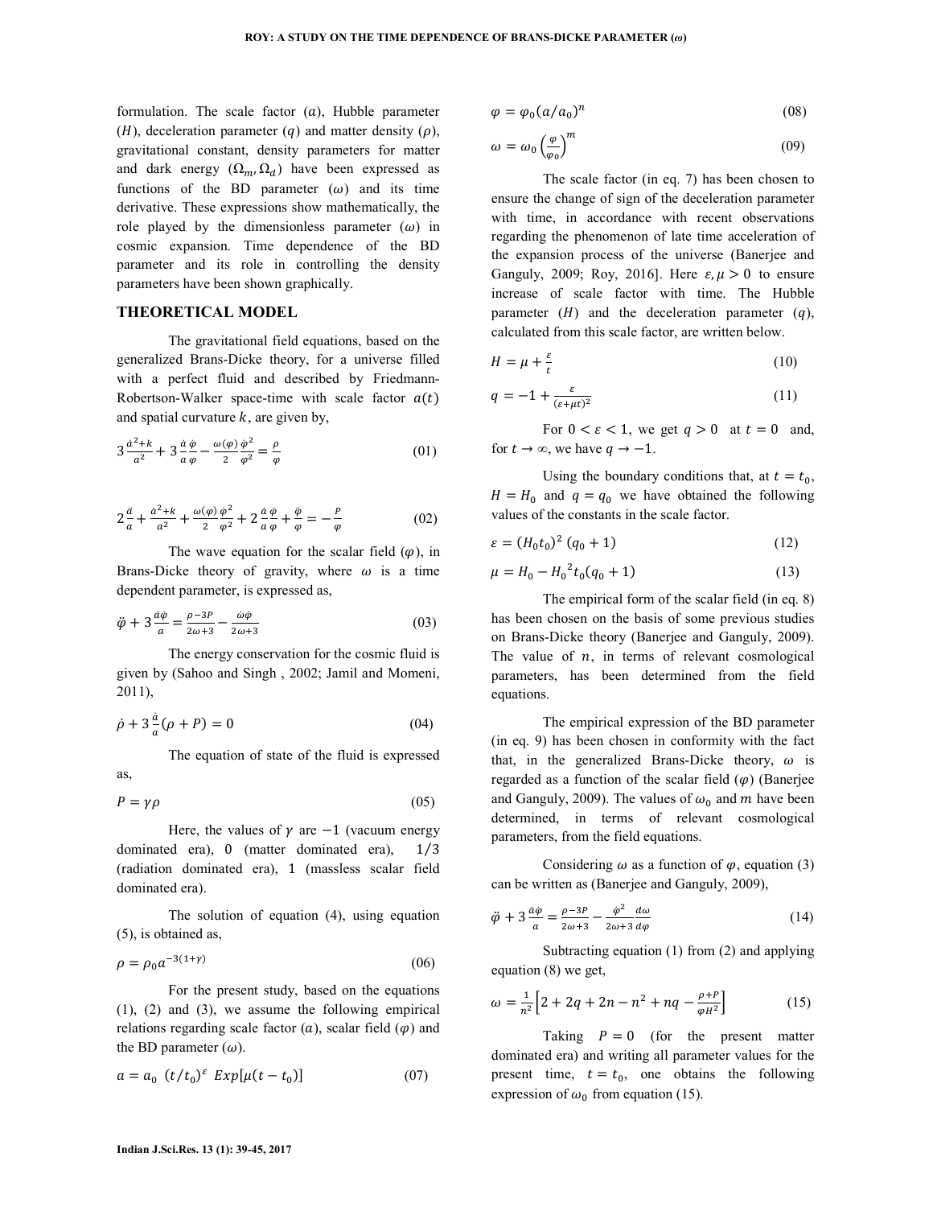formulation. The scale factor ($a$), Hubble parameter ($H$), deceleration parameter ($q$) and matter density ($\rho$), gravitational constant, density parameters for matter and dark energy ($\Omega_m, \Omega_d$) have been expressed as functions of the BD parameter ($\omega$) and its time derivative. These expressions show mathematically, the role played by the dimensionless parameter ($\omega$) in cosmic expansion. Time dependence of the BD parameter and its role in controlling the density parameters have been shown graphically.

## THEORETICAL MODEL

The gravitational field equations, based on the generalized Brans-Dicke theory, for a universe filled with a perfect fluid and described by Friedmann-Robertson-Walker space-time with scale factor $a(t)$ and spatial curvature $k$, are given by,

$$3\frac{\dot{a}^2+k}{a^2} + 3\frac{\dot{a}}{a}\frac{\dot{\varphi}}{\varphi} - \frac{\omega(\varphi)}{2}\frac{\dot{\varphi}^2}{\varphi^2} = \frac{\rho}{\varphi} \quad (01)$$

$$2\frac{\ddot{a}}{a} + \frac{\dot{a}^2+k}{a^2} + \frac{\omega(\varphi)}{2}\frac{\dot{\varphi}^2}{\varphi^2} + 2\frac{\dot{a}}{a}\frac{\dot{\varphi}}{\varphi} + \frac{\ddot{\varphi}}{\varphi} = -\frac{P}{\varphi} \quad (02)$$

The wave equation for the scalar field ($\varphi$), in Brans-Dicke theory of gravity, where $\omega$ is a time dependent parameter, is expressed as,

$$\ddot{\varphi} + 3\frac{\dot{a}\dot{\varphi}}{a} = \frac{\rho-3P}{2\omega+3} - \frac{\dot{\omega}\dot{\varphi}}{2\omega+3} \quad (03)$$

The energy conservation for the cosmic fluid is given by (Sahoo and Singh , 2002; Jamil and Momeni, 2011),

$$\dot{\rho} + 3\frac{\dot{a}}{a}(\rho+P) = 0 \quad (04)$$

The equation of state of the fluid is expressed as,

$$P = \gamma\rho \quad (05)$$

Here, the values of $\gamma$ are $-1$ (vacuum energy dominated era), $0$ (matter dominated era), $1/3$ (radiation dominated era), $1$ (massless scalar field dominated era).

The solution of equation (4), using equation (5), is obtained as,

$$\rho = \rho_0 a^{-3(1+\gamma)} \quad (06)$$

For the present study, based on the equations (1), (2) and (3), we assume the following empirical relations regarding scale factor ($a$), scalar field ($\varphi$) and the BD parameter ($\omega$).

$$a = a_0\ (t/t_0)^{\varepsilon}\ Exp[\mu(t-t_0)] \quad (07)$$

$$\varphi = \varphi_0(a/a_0)^n \quad (08)$$

$$\omega = \omega_0\left(\frac{\varphi}{\varphi_0}\right)^m \quad (09)$$

The scale factor (in eq. 7) has been chosen to ensure the change of sign of the deceleration parameter with time, in accordance with recent observations regarding the phenomenon of late time acceleration of the expansion process of the universe (Banerjee and Ganguly, 2009; Roy, 2016]. Here $\varepsilon, \mu > 0$ to ensure increase of scale factor with time. The Hubble parameter ($H$) and the deceleration parameter ($q$), calculated from this scale factor, are written below.

$$H = \mu + \frac{\varepsilon}{t} \quad (10)$$

$$q = -1 + \frac{\varepsilon}{(\varepsilon+\mu t)^2} \quad (11)$$

For $0 < \varepsilon < 1$, we get $q > 0$ at $t = 0$ and, for $t \to \infty$, we have $q \to -1$.

Using the boundary conditions that, at $t = t_0$, $H = H_0$ and $q = q_0$ we have obtained the following values of the constants in the scale factor.

$$\varepsilon = (H_0 t_0)^2\,(q_0+1) \quad (12)$$

$$\mu = H_0 - {H_0}^2 t_0(q_0+1) \quad (13)$$

The empirical form of the scalar field (in eq. 8) has been chosen on the basis of some previous studies on Brans-Dicke theory (Banerjee and Ganguly, 2009). The value of $n$, in terms of relevant cosmological parameters, has been determined from the field equations.

The empirical expression of the BD parameter (in eq. 9) has been chosen in conformity with the fact that, in the generalized Brans-Dicke theory, $\omega$ is regarded as a function of the scalar field ($\varphi$) (Banerjee and Ganguly, 2009). The values of $\omega_0$ and $m$ have been determined, in terms of relevant cosmological parameters, from the field equations.

Considering $\omega$ as a function of $\varphi$, equation (3) can be written as (Banerjee and Ganguly, 2009),

$$\ddot{\varphi} + 3\frac{\dot{a}\dot{\varphi}}{a} = \frac{\rho-3P}{2\omega+3} - \frac{\dot{\varphi}^2}{2\omega+3}\frac{d\omega}{d\varphi} \quad (14)$$

Subtracting equation (1) from (2) and applying equation (8) we get,

$$\omega = \frac{1}{n^2}\left[2 + 2q + 2n - n^2 + nq - \frac{\rho+P}{\varphi H^2}\right] \quad (15)$$

Taking $P = 0$ (for the present matter dominated era) and writing all parameter values for the present time, $t = t_0$, one obtains the following expression of $\omega_0$ from equation (15).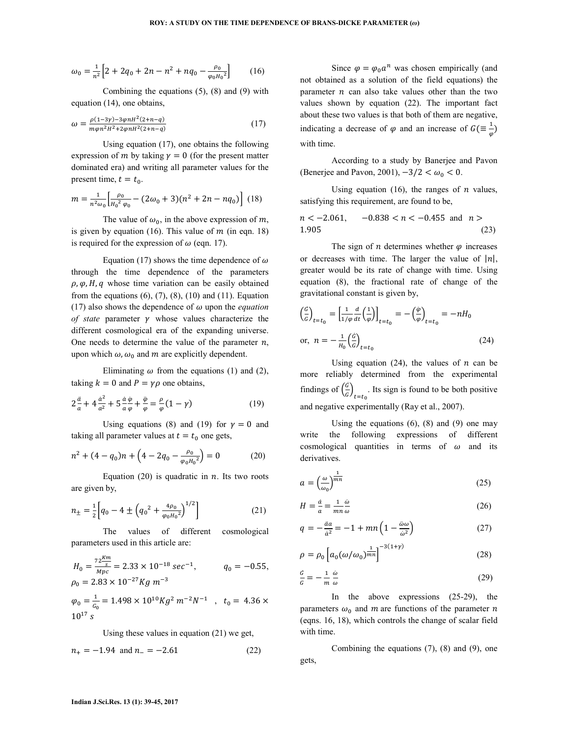$$\omega_0 = \frac{1}{n^2}\left[2 + 2q_0 + 2n - n^2 + nq_0 - \frac{\rho_0}{\varphi_0 {H_0}^2}\right] \qquad (16)$$

Combining the equations (5), (8) and (9) with equation (14), one obtains,

$$\omega = \frac{\rho(1-3\gamma) - 3\varphi n H^2(2+n-q)}{m\varphi n^2 H^2 + 2\varphi n H^2(2+n-q)} \qquad (17)$$

Using equation (17), one obtains the following expression of $m$ by taking $\gamma = 0$ (for the present matter dominated era) and writing all parameter values for the present time, $t = t_0$.

$$m = \frac{1}{n^2\omega_0}\left[\frac{\rho_0}{{H_0}^2\,\varphi_0} - (2\omega_0 + 3)(n^2 + 2n - nq_0)\right] \quad (18)$$

The value of $\omega_0$, in the above expression of $m$, is given by equation (16). This value of $m$ (in eqn. 18) is required for the expression of $\omega$ (eqn. 17).

Equation (17) shows the time dependence of $\omega$ through the time dependence of the parameters $\rho, \varphi, H, q$ whose time variation can be easily obtained from the equations (6), (7), (8), (10) and (11). Equation (17) also shows the dependence of $\omega$ upon the *equation of state* parameter $\gamma$ whose values characterize the different cosmological era of the expanding universe. One needs to determine the value of the parameter $n$, upon which $\omega, \omega_0$ and $m$ are explicitly dependent.

Eliminating $\omega$ from the equations (1) and (2), taking $k = 0$ and $P = \gamma\rho$ one obtains,

$$2\frac{\ddot{a}}{a} + 4\frac{\dot{a}^2}{a^2} + 5\frac{\dot{a}}{a}\frac{\dot{\varphi}}{\varphi} + \frac{\ddot{\varphi}}{\varphi} = \frac{\rho}{\varphi}(1-\gamma) \qquad (19)$$

Using equations (8) and (19) for $\gamma = 0$ and taking all parameter values at $t = t_0$ one gets,

$$n^2 + (4 - q_0)n + \left(4 - 2q_0 - \frac{\rho_0}{\varphi_0 {H_0}^2}\right) = 0 \qquad (20)$$

Equation (20) is quadratic in $n$. Its two roots are given by,

$$n_{\pm} = \frac{1}{2}\left[q_0 - 4 \pm \left({q_0}^2 + \frac{4\rho_0}{\varphi_0 {H_0}^2}\right)^{1/2}\right] \qquad (21)$$

The values of different cosmological parameters used in this article are:

$H_0 = \frac{72\frac{Km}{s}}{Mpc} = 2.33 \times 10^{-18}\ sec^{-1}$, $\quad q_0 = -0.55$, $\rho_0 = 2.83 \times 10^{-27} Kg\ m^{-3}$

$\varphi_0 = \frac{1}{G_0} = 1.498 \times 10^{10} Kg^2\ m^{-2} N^{-1}$ , $\quad t_0 = 4.36 \times 10^{17}\ s$

Using these values in equation (21) we get,

$$n_+ = -1.94 \ \text{ and } \ n_- = -2.61 \qquad (22)$$

Since $\varphi = \varphi_0 a^n$ was chosen empirically (and not obtained as a solution of the field equations) the parameter $n$ can also take values other than the two values shown by equation (22). The important fact about these two values is that both of them are negative, indicating a decrease of $\varphi$ and an increase of $G (\equiv \frac{1}{\varphi})$ with time.

According to a study by Banerjee and Pavon (Benerjee and Pavon, 2001), $-3/2 < \omega_0 < 0$.

Using equation (16), the ranges of $n$ values, satisfying this requirement, are found to be,

$$n < -2.061, \quad -0.838 < n < -0.455 \ \text{ and } \ n > 1.905 \qquad (23)$$

The sign of $n$ determines whether $\varphi$ increases or decreases with time. The larger the value of $|n|$, greater would be its rate of change with time. Using equation (8), the fractional rate of change of the gravitational constant is given by,

$$\left(\frac{\dot{G}}{G}\right)_{t=t_0} = \left[\frac{1}{1/\varphi}\frac{d}{dt}\left(\frac{1}{\varphi}\right)\right]_{t=t_0} = -\left(\frac{\dot{\varphi}}{\varphi}\right)_{t=t_0} = -nH_0$$

$$\text{or, } n = -\frac{1}{H_0}\left(\frac{\dot{G}}{G}\right)_{t=t_0} \qquad (24)$$

Using equation (24), the values of $n$ can be more reliably determined from the experimental findings of $\left(\frac{\dot{G}}{G}\right)_{t=t_0}$. Its sign is found to be both positive and negative experimentally (Ray et al., 2007).

Using the equations (6), (8) and (9) one may write the following expressions of different cosmological quantities in terms of $\omega$ and its derivatives.

$$a = \left(\frac{\omega}{\omega_0}\right)^{\frac{1}{mn}} \qquad (25)$$

$$H = \frac{\dot{a}}{a} = \frac{1}{mn}\frac{\dot{\omega}}{\omega} \qquad (26)$$

$$q = -\frac{\ddot{a}a}{\dot{a}^2} = -1 + mn\left(1 - \frac{\ddot{\omega}\omega}{\dot{\omega}^2}\right) \qquad (27)$$

$$\rho = \rho_0\left[a_0(\omega/\omega_0)^{\frac{1}{mn}}\right]^{-3(1+\gamma)} \qquad (28)$$

$$\frac{\dot{G}}{G} = -\frac{1}{m}\frac{\dot{\omega}}{\omega} \qquad (29)$$

In the above expressions (25-29), the parameters $\omega_0$ and $m$ are functions of the parameter $n$ (eqns. 16, 18), which controls the change of scalar field with time.

Combining the equations (7), (8) and (9), one gets,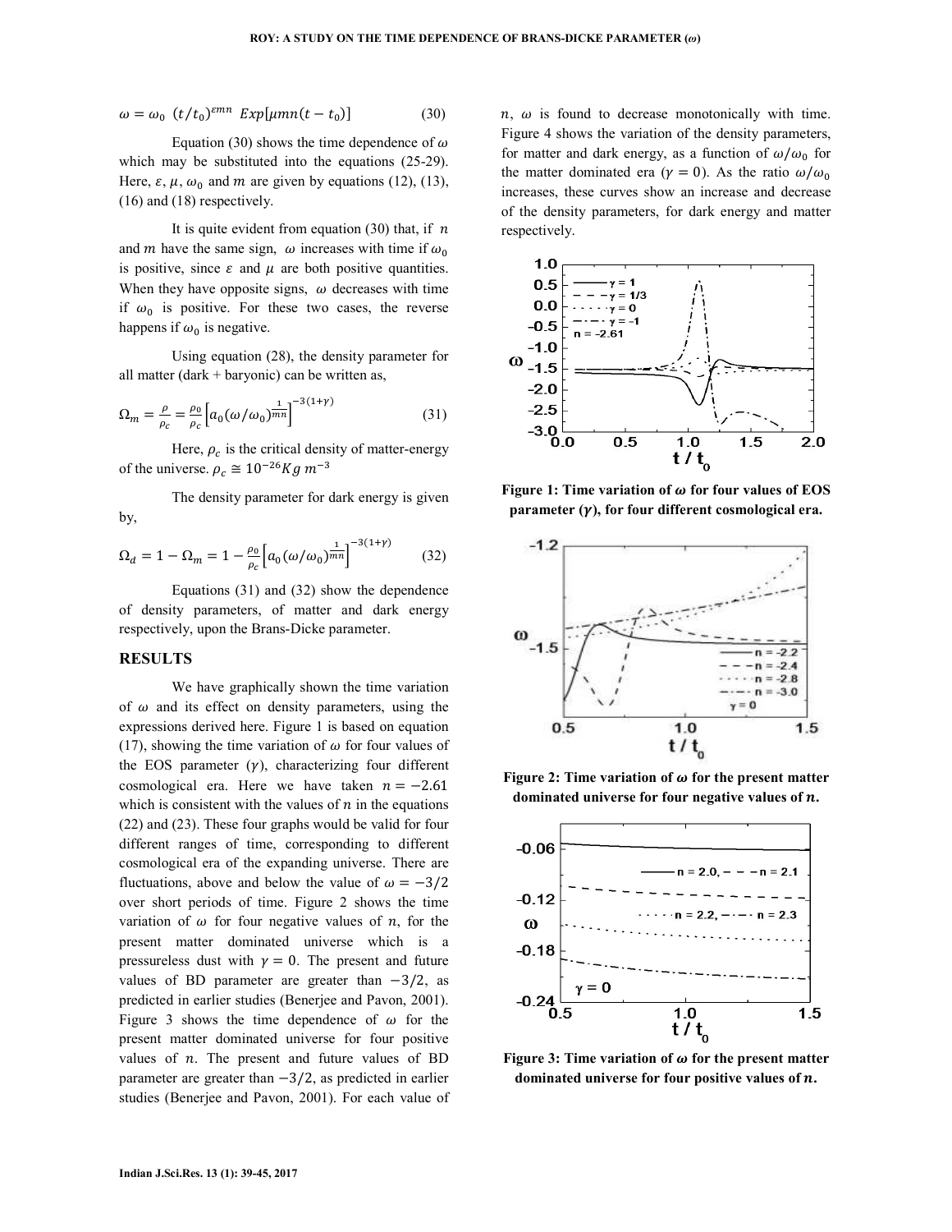$$\omega = \omega_0 \ (t/t_0)^{\varepsilon mn} \ Exp[\mu mn(t - t_0)] \tag{30}$$

Equation (30) shows the time dependence of $\omega$ which may be substituted into the equations (25-29). Here, $\varepsilon$, $\mu$, $\omega_0$ and $m$ are given by equations (12), (13), (16) and (18) respectively.

It is quite evident from equation (30) that, if $n$ and $m$ have the same sign, $\omega$ increases with time if $\omega_0$ is positive, since $\varepsilon$ and $\mu$ are both positive quantities. When they have opposite signs, $\omega$ decreases with time if $\omega_0$ is positive. For these two cases, the reverse happens if $\omega_0$ is negative.

Using equation (28), the density parameter for all matter (dark + baryonic) can be written as,

$$\Omega_m = \frac{\rho}{\rho_c} = \frac{\rho_0}{\rho_c}\left[a_0(\omega/\omega_0)^{\frac{1}{mn}}\right]^{-3(1+\gamma)} \tag{31}$$

Here, $\rho_c$ is the critical density of matter-energy of the universe. $\rho_c \cong 10^{-26} Kg \ m^{-3}$

The density parameter for dark energy is given by,

$$\Omega_d = 1 - \Omega_m = 1 - \frac{\rho_0}{\rho_c}\left[a_0(\omega/\omega_0)^{\frac{1}{mn}}\right]^{-3(1+\gamma)} \tag{32}$$

Equations (31) and (32) show the dependence of density parameters, of matter and dark energy respectively, upon the Brans-Dicke parameter.

## RESULTS

We have graphically shown the time variation of $\omega$ and its effect on density parameters, using the expressions derived here. Figure 1 is based on equation (17), showing the time variation of $\omega$ for four values of the EOS parameter ($\gamma$), characterizing four different cosmological era. Here we have taken $n = -2.61$ which is consistent with the values of $n$ in the equations (22) and (23). These four graphs would be valid for four different ranges of time, corresponding to different cosmological era of the expanding universe. There are fluctuations, above and below the value of $\omega = -3/2$ over short periods of time. Figure 2 shows the time variation of $\omega$ for four negative values of $n$, for the present matter dominated universe which is a pressureless dust with $\gamma = 0$. The present and future values of BD parameter are greater than $-3/2$, as predicted in earlier studies (Benerjee and Pavon, 2001). Figure 3 shows the time dependence of $\omega$ for the present matter dominated universe for four positive values of $n$. The present and future values of BD parameter are greater than $-3/2$, as predicted in earlier studies (Benerjee and Pavon, 2001). For each value of $n$, $\omega$ is found to decrease monotonically with time. Figure 4 shows the variation of the density parameters, for matter and dark energy, as a function of $\omega/\omega_0$ for the matter dominated era ($\gamma = 0$). As the ratio $\omega/\omega_0$ increases, these curves show an increase and decrease of the density parameters, for dark energy and matter respectively.

**Figure 1: Time variation of $\omega$ for four values of EOS parameter ($\gamma$), for four different cosmological era.**

**Figure 2: Time variation of $\omega$ for the present matter dominated universe for four negative values of $n$.**

**Figure 3: Time variation of $\omega$ for the present matter dominated universe for four positive values of $n$.**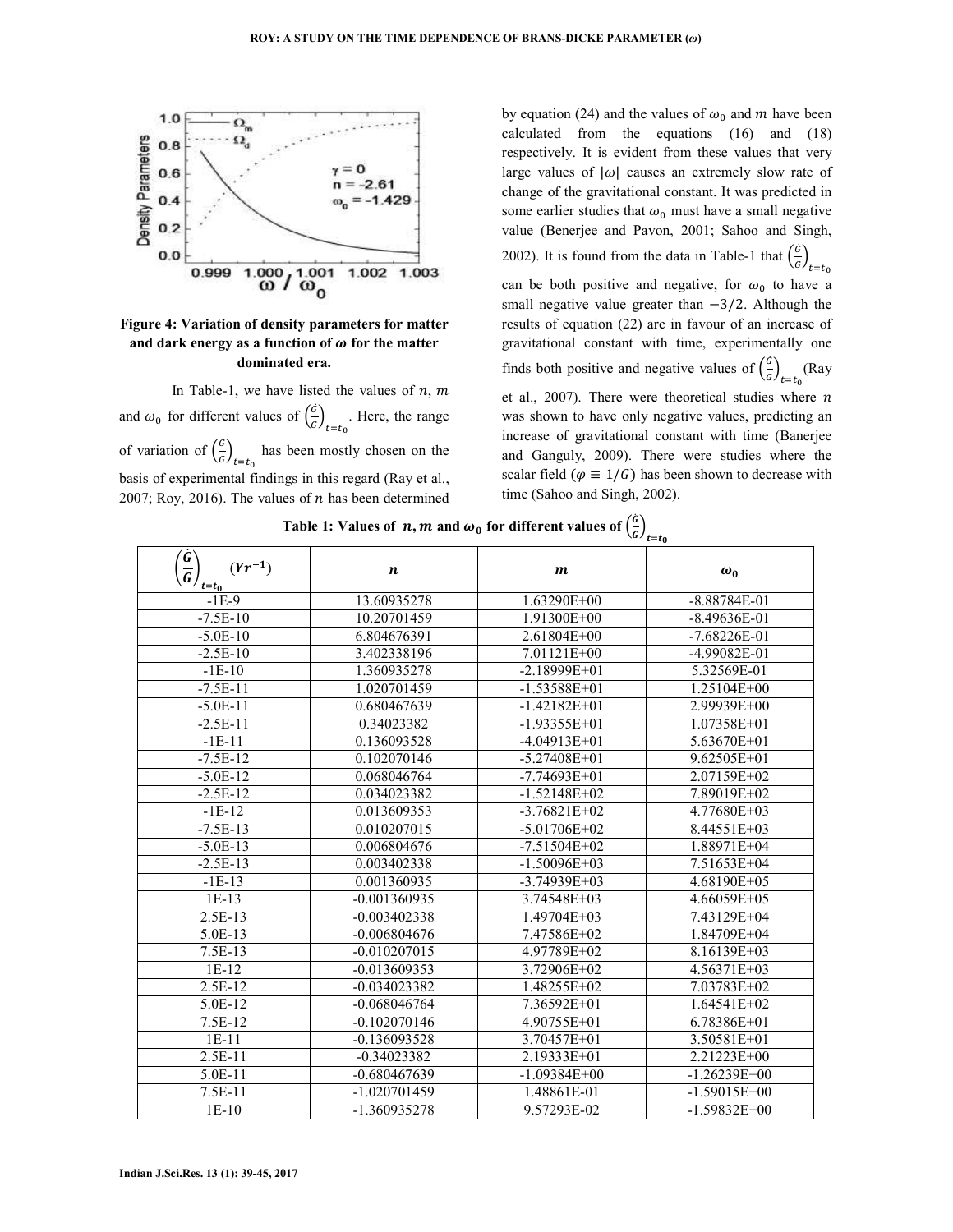**Figure 4: Variation of density parameters for matter and dark energy as a function of $\omega$ for the matter dominated era.**

In Table-1, we have listed the values of $n$, $m$ and $\omega_0$ for different values of $\left(\frac{\dot{G}}{G}\right)_{t=t_0}$. Here, the range of variation of $\left(\frac{\dot{G}}{G}\right)_{t=t_0}$ has been mostly chosen on the basis of experimental findings in this regard (Ray et al., 2007; Roy, 2016). The values of $n$ has been determined by equation (24) and the values of $\omega_0$ and $m$ have been calculated from the equations (16) and (18) respectively. It is evident from these values that very large values of $|\omega|$ causes an extremely slow rate of change of the gravitational constant. It was predicted in some earlier studies that $\omega_0$ must have a small negative value (Benerjee and Pavon, 2001; Sahoo and Singh, 2002). It is found from the data in Table-1 that $\left(\frac{\dot{G}}{G}\right)_{t=t_0}$ can be both positive and negative, for $\omega_0$ to have a small negative value greater than $-3/2$. Although the results of equation (22) are in favour of an increase of gravitational constant with time, experimentally one finds both positive and negative values of $\left(\frac{\dot{G}}{G}\right)_{t=t_0}$ (Ray et al., 2007). There were theoretical studies where $n$ was shown to have only negative values, predicting an increase of gravitational constant with time (Banerjee and Ganguly, 2009). There were studies where the scalar field ($\varphi \equiv 1/G$) has been shown to decrease with time (Sahoo and Singh, 2002).

**Table 1: Values of $n, m$ and $\omega_0$ for different values of $\left(\frac{\dot{G}}{G}\right)_{t=t_0}$**

| $\left(\frac{\dot{G}}{G}\right)_{t=t_0}$ $(Yr^{-1})$ | $n$ | $m$ | $\omega_0$ |
|---|---|---|---|
| -1E-9 | 13.60935278 | 1.63290E+00 | -8.88784E-01 |
| -7.5E-10 | 10.20701459 | 1.91300E+00 | -8.49636E-01 |
| -5.0E-10 | 6.804676391 | 2.61804E+00 | -7.68226E-01 |
| -2.5E-10 | 3.402338196 | 7.01121E+00 | -4.99082E-01 |
| -1E-10 | 1.360935278 | -2.18999E+01 | 5.32569E-01 |
| -7.5E-11 | 1.020701459 | -1.53588E+01 | 1.25104E+00 |
| -5.0E-11 | 0.680467639 | -1.42182E+01 | 2.99939E+00 |
| -2.5E-11 | 0.34023382 | -1.93355E+01 | 1.07358E+01 |
| -1E-11 | 0.136093528 | -4.04913E+01 | 5.63670E+01 |
| -7.5E-12 | 0.102070146 | -5.27408E+01 | 9.62505E+01 |
| -5.0E-12 | 0.068046764 | -7.74693E+01 | 2.07159E+02 |
| -2.5E-12 | 0.034023382 | -1.52148E+02 | 7.89019E+02 |
| -1E-12 | 0.013609353 | -3.76821E+02 | 4.77680E+03 |
| -7.5E-13 | 0.010207015 | -5.01706E+02 | 8.44551E+03 |
| -5.0E-13 | 0.006804676 | -7.51504E+02 | 1.88971E+04 |
| -2.5E-13 | 0.003402338 | -1.50096E+03 | 7.51653E+04 |
| -1E-13 | 0.001360935 | -3.74939E+03 | 4.68190E+05 |
| 1E-13 | -0.001360935 | 3.74548E+03 | 4.66059E+05 |
| 2.5E-13 | -0.003402338 | 1.49704E+03 | 7.43129E+04 |
| 5.0E-13 | -0.006804676 | 7.47586E+02 | 1.84709E+04 |
| 7.5E-13 | -0.010207015 | 4.97789E+02 | 8.16139E+03 |
| 1E-12 | -0.013609353 | 3.72906E+02 | 4.56371E+03 |
| 2.5E-12 | -0.034023382 | 1.48255E+02 | 7.03783E+02 |
| 5.0E-12 | -0.068046764 | 7.36592E+01 | 1.64541E+02 |
| 7.5E-12 | -0.102070146 | 4.90755E+01 | 6.78386E+01 |
| 1E-11 | -0.136093528 | 3.70457E+01 | 3.50581E+01 |
| 2.5E-11 | -0.34023382 | 2.19333E+01 | 2.21223E+00 |
| 5.0E-11 | -0.680467639 | -1.09384E+00 | -1.26239E+00 |
| 7.5E-11 | -1.020701459 | 1.48861E-01 | -1.59015E+00 |
| 1E-10 | -1.360935278 | 9.57293E-02 | -1.59832E+00 |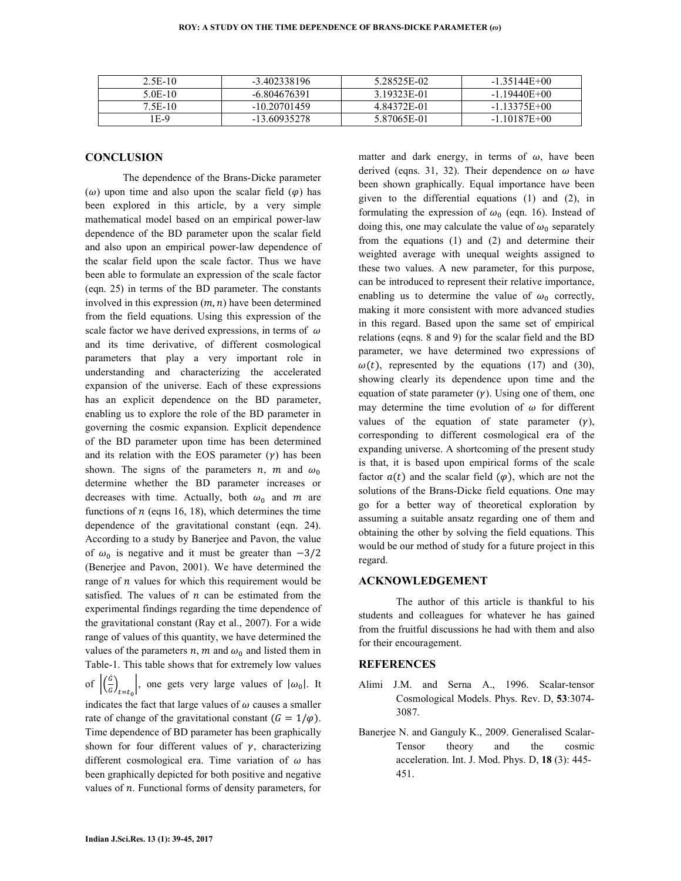| 2.5E-10 | -3.402338196 | 5.28525E-02 | -1.35144E+00 |
|---|---|---|---|
| 5.0E-10 | -6.804676391 | 3.19323E-01 | -1.19440E+00 |
| 7.5E-10 | -10.20701459 | 4.84372E-01 | -1.13375E+00 |
| 1E-9 | -13.60935278 | 5.87065E-01 | -1.10187E+00 |

## CONCLUSION

The dependence of the Brans-Dicke parameter ($\omega$) upon time and also upon the scalar field ($\varphi$) has been explored in this article, by a very simple mathematical model based on an empirical power-law dependence of the BD parameter upon the scalar field and also upon an empirical power-law dependence of the scalar field upon the scale factor. Thus we have been able to formulate an expression of the scale factor (eqn. 25) in terms of the BD parameter. The constants involved in this expression ($m, n$) have been determined from the field equations. Using this expression of the scale factor we have derived expressions, in terms of $\omega$ and its time derivative, of different cosmological parameters that play a very important role in understanding and characterizing the accelerated expansion of the universe. Each of these expressions has an explicit dependence on the BD parameter, enabling us to explore the role of the BD parameter in governing the cosmic expansion. Explicit dependence of the BD parameter upon time has been determined and its relation with the EOS parameter ($\gamma$) has been shown. The signs of the parameters $n$, $m$ and $\omega_0$ determine whether the BD parameter increases or decreases with time. Actually, both $\omega_0$ and $m$ are functions of $n$ (eqns 16, 18), which determines the time dependence of the gravitational constant (eqn. 24). According to a study by Banerjee and Pavon, the value of $\omega_0$ is negative and it must be greater than $-3/2$ (Benerjee and Pavon, 2001). We have determined the range of $n$ values for which this requirement would be satisfied. The values of $n$ can be estimated from the experimental findings regarding the time dependence of the gravitational constant (Ray et al., 2007). For a wide range of values of this quantity, we have determined the values of the parameters $n, m$ and $\omega_0$ and listed them in Table-1. This table shows that for extremely low values of $\left|\left(\frac{\dot{G}}{G}\right)_{t=t_0}\right|$, one gets very large values of $|\omega_0|$. It indicates the fact that large values of $\omega$ causes a smaller rate of change of the gravitational constant ($G = 1/\varphi$). Time dependence of BD parameter has been graphically shown for four different values of $\gamma$, characterizing different cosmological era. Time variation of $\omega$ has been graphically depicted for both positive and negative values of $n$. Functional forms of density parameters, for matter and dark energy, in terms of $\omega$, have been derived (eqns. 31, 32). Their dependence on $\omega$ have been shown graphically. Equal importance have been given to the differential equations (1) and (2), in formulating the expression of $\omega_0$ (eqn. 16). Instead of doing this, one may calculate the value of $\omega_0$ separately from the equations (1) and (2) and determine their weighted average with unequal weights assigned to these two values. A new parameter, for this purpose, can be introduced to represent their relative importance, enabling us to determine the value of $\omega_0$ correctly, making it more consistent with more advanced studies in this regard. Based upon the same set of empirical relations (eqns. 8 and 9) for the scalar field and the BD parameter, we have determined two expressions of $\omega(t)$, represented by the equations (17) and (30), showing clearly its dependence upon time and the equation of state parameter ($\gamma$). Using one of them, one may determine the time evolution of $\omega$ for different values of the equation of state parameter ($\gamma$), corresponding to different cosmological era of the expanding universe. A shortcoming of the present study is that, it is based upon empirical forms of the scale factor $a(t)$ and the scalar field ($\varphi$), which are not the solutions of the Brans-Dicke field equations. One may go for a better way of theoretical exploration by assuming a suitable ansatz regarding one of them and obtaining the other by solving the field equations. This would be our method of study for a future project in this regard.

## ACKNOWLEDGEMENT

The author of this article is thankful to his students and colleagues for whatever he has gained from the fruitful discussions he had with them and also for their encouragement.

## REFERENCES

Alimi J.M. and Serna A., 1996. Scalar-tensor Cosmological Models. Phys. Rev. D, **53**:3074-3087.

Banerjee N. and Ganguly K., 2009. Generalised Scalar-Tensor theory and the cosmic acceleration. Int. J. Mod. Phys. D, **18** (3): 445-451.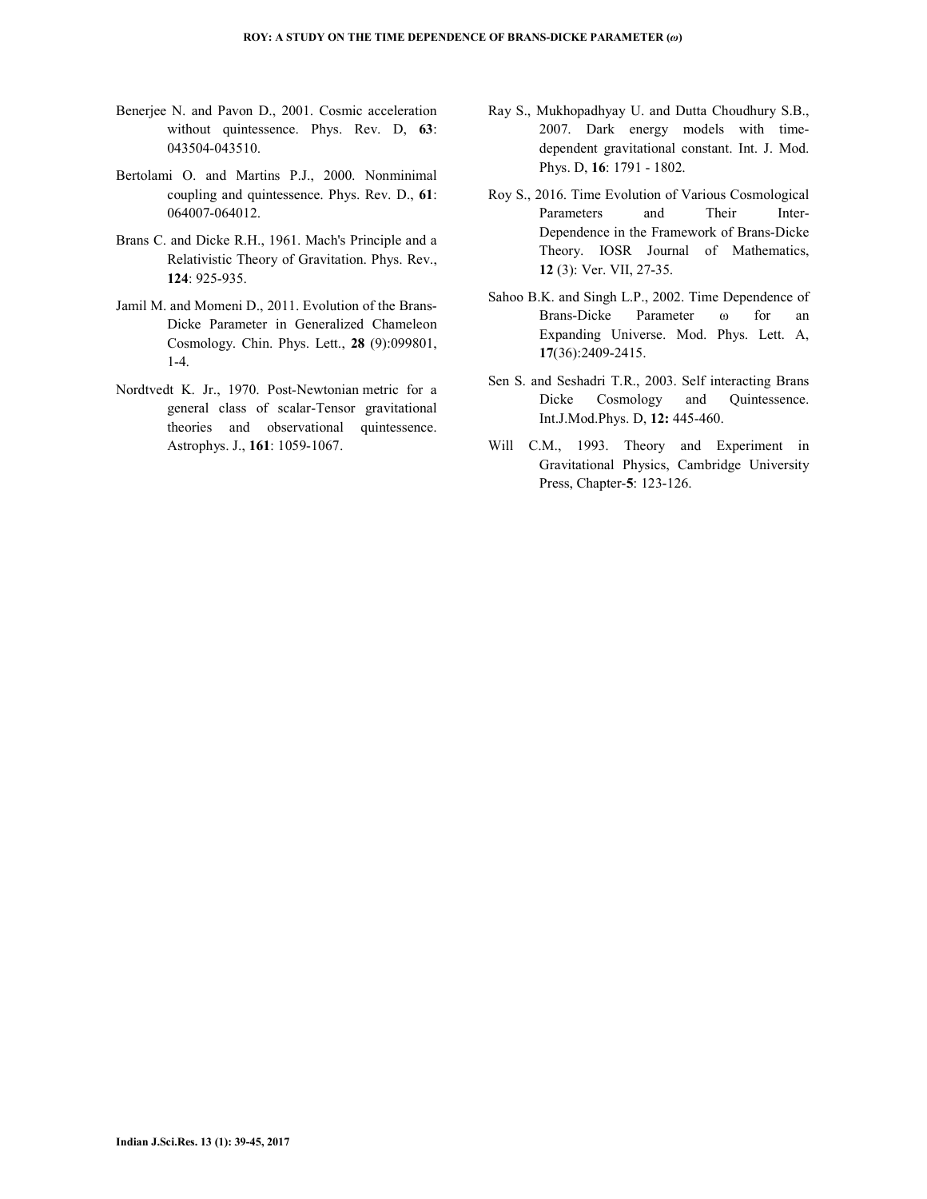Benerjee N. and Pavon D., 2001. Cosmic acceleration without quintessence. Phys. Rev. D, **63**: 043504-043510.

Bertolami O. and Martins P.J., 2000. Nonminimal coupling and quintessence. Phys. Rev. D., **61**: 064007-064012.

Brans C. and Dicke R.H., 1961. Mach's Principle and a Relativistic Theory of Gravitation. Phys. Rev., **124**: 925-935.

Jamil M. and Momeni D., 2011. Evolution of the Brans-Dicke Parameter in Generalized Chameleon Cosmology. Chin. Phys. Lett., **28** (9):099801, 1-4.

Nordtvedt K. Jr., 1970. Post-Newtonian metric for a general class of scalar-Tensor gravitational theories and observational quintessence. Astrophys. J., **161**: 1059-1067.

Ray S., Mukhopadhyay U. and Dutta Choudhury S.B., 2007. Dark energy models with time-dependent gravitational constant. Int. J. Mod. Phys. D, **16**: 1791 - 1802.

Roy S., 2016. Time Evolution of Various Cosmological Parameters and Their Inter-Dependence in the Framework of Brans-Dicke Theory. IOSR Journal of Mathematics, **12** (3): Ver. VII, 27-35.

Sahoo B.K. and Singh L.P., 2002. Time Dependence of Brans-Dicke Parameter ω for an Expanding Universe. Mod. Phys. Lett. A, **17**(36):2409-2415.

Sen S. and Seshadri T.R., 2003. Self interacting Brans Dicke Cosmology and Quintessence. Int.J.Mod.Phys. D, **12:** 445-460.

Will C.M., 1993. Theory and Experiment in Gravitational Physics, Cambridge University Press, Chapter-**5**: 123-126.